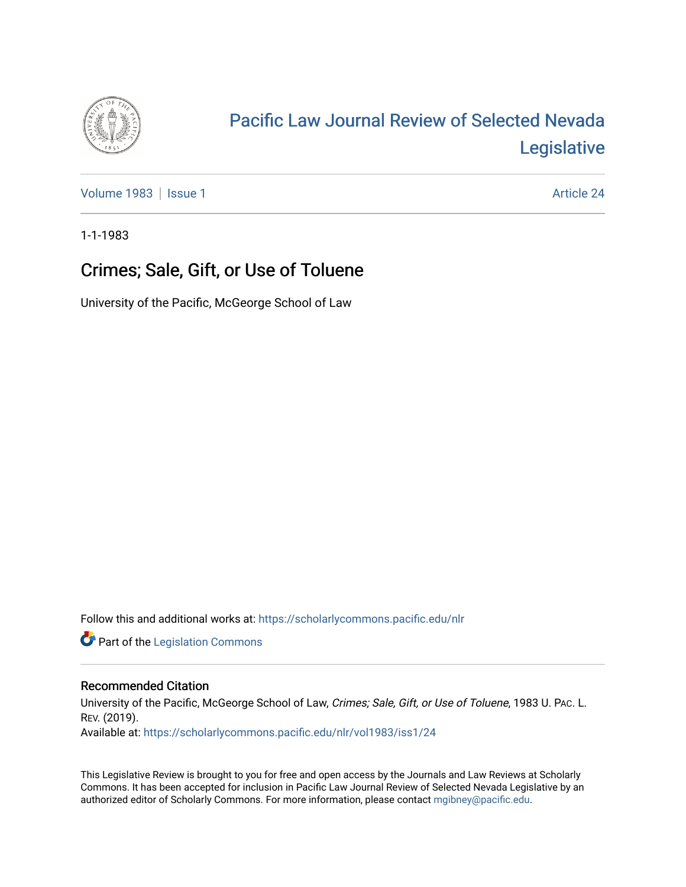# Pacific Law Journal Review of Selected Nevada Legislative

Volume 1983 | Issue 1 | Article 24

1-1-1983

## Crimes; Sale, Gift, or Use of Toluene

University of the Pacific, McGeorge School of Law

Follow this and additional works at: https://scholarlycommons.pacific.edu/nlr

Part of the Legislation Commons

### Recommended Citation

University of the Pacific, McGeorge School of Law, *Crimes; Sale, Gift, or Use of Toluene*, 1983 U. Pac. L. Rev. (2019).
Available at: https://scholarlycommons.pacific.edu/nlr/vol1983/iss1/24

This Legislative Review is brought to you for free and open access by the Journals and Law Reviews at Scholarly Commons. It has been accepted for inclusion in Pacific Law Journal Review of Selected Nevada Legislative by an authorized editor of Scholarly Commons. For more information, please contact mgibney@pacific.edu.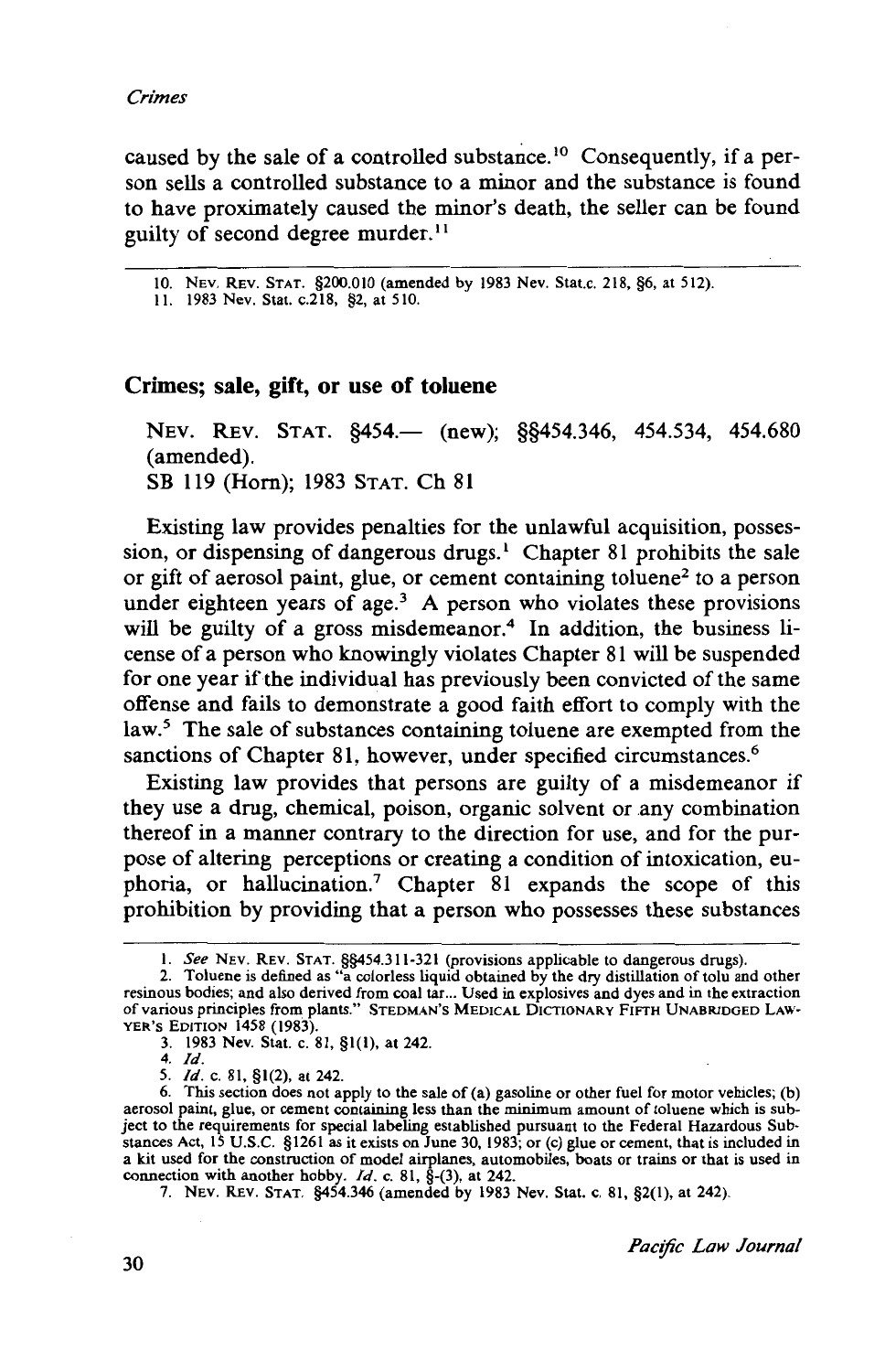caused by the sale of a controlled substance.[10] Consequently, if a person sells a controlled substance to a minor and the substance is found to have proximately caused the minor's death, the seller can be found guilty of second degree murder.[11]

10. NEV. REV. STAT. §200.010 (amended by 1983 Nev. Stat.c. 218, §6, at 512).
11. 1983 Nev. Stat. c.218, §2, at 510.

## Crimes; sale, gift, or use of toluene

NEV. REV. STAT. §454.— (new); §§454.346, 454.534, 454.680 (amended).
SB 119 (Horn); 1983 STAT. Ch 81

Existing law provides penalties for the unlawful acquisition, possession, or dispensing of dangerous drugs.[1] Chapter 81 prohibits the sale or gift of aerosol paint, glue, or cement containing toluene[2] to a person under eighteen years of age.[3] A person who violates these provisions will be guilty of a gross misdemeanor.[4] In addition, the business license of a person who knowingly violates Chapter 81 will be suspended for one year if the individual has previously been convicted of the same offense and fails to demonstrate a good faith effort to comply with the law.[5] The sale of substances containing toluene are exempted from the sanctions of Chapter 81, however, under specified circumstances.[6]

Existing law provides that persons are guilty of a misdemeanor if they use a drug, chemical, poison, organic solvent or any combination thereof in a manner contrary to the direction for use, and for the purpose of altering perceptions or creating a condition of intoxication, euphoria, or hallucination.[7] Chapter 81 expands the scope of this prohibition by providing that a person who possesses these substances

1. *See* NEV. REV. STAT. §§454.311-321 (provisions applicable to dangerous drugs).
2. Toluene is defined as "a colorless liquid obtained by the dry distillation of tolu and other resinous bodies; and also derived from coal tar... Used in explosives and dyes and in the extraction of various principles from plants." STEDMAN'S MEDICAL DICTIONARY FIFTH UNABRIDGED LAWYER'S EDITION 1458 (1983).
3. 1983 Nev. Stat. c. 81, §1(1), at 242.
4. *Id.*
5. *Id.* c. 81, §1(2), at 242.
6. This section does not apply to the sale of (a) gasoline or other fuel for motor vehicles; (b) aerosol paint, glue, or cement containing less than the minimum amount of toluene which is subject to the requirements for special labeling established pursuant to the Federal Hazardous Substances Act, 15 U.S.C. §1261 as it exists on June 30, 1983; or (c) glue or cement, that is included in a kit used for the construction of model airplanes, automobiles, boats or trains or that is used in connection with another hobby. *Id.* c. 81, §-(3), at 242.
7. NEV. REV. STAT. §454.346 (amended by 1983 Nev. Stat. c. 81, §2(1), at 242).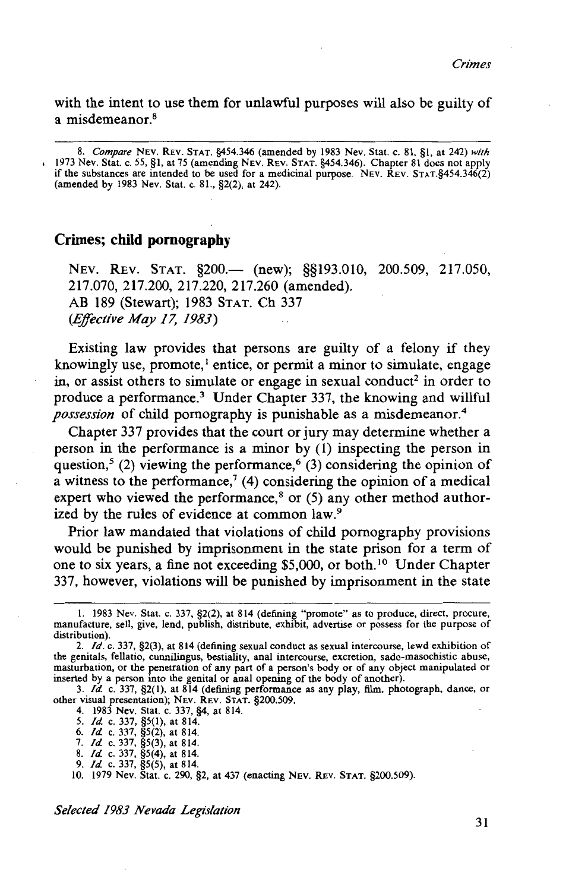with the intent to use them for unlawful purposes will also be guilty of a misdemeanor.[8]

8. *Compare* NEV. REV. STAT. §454.346 (amended by 1983 Nev. Stat. c. 81, §1, at 242) *with* 1973 Nev. Stat. c. 55, §1, at 75 (amending NEV. REV. STAT. §454.346). Chapter 81 does not apply if the substances are intended to be used for a medicinal purpose. NEV. REV. STAT. §454.346(2) (amended by 1983 Nev. Stat. c. 81., §2(2), at 242).

## Crimes; child pornography

NEV. REV. STAT. §200.— (new); §§193.010, 200.509, 217.050, 217.070, 217.200, 217.220, 217.260 (amended).
AB 189 (Stewart); 1983 STAT. Ch 337
(*Effective May 17, 1983*)

Existing law provides that persons are guilty of a felony if they knowingly use, promote,[1] entice, or permit a minor to simulate, engage in, or assist others to simulate or engage in sexual conduct[2] in order to produce a performance.[3] Under Chapter 337, the knowing and willful *possession* of child pornography is punishable as a misdemeanor.[4]

Chapter 337 provides that the court or jury may determine whether a person in the performance is a minor by (1) inspecting the person in question,[5] (2) viewing the performance,[6] (3) considering the opinion of a witness to the performance,[7] (4) considering the opinion of a medical expert who viewed the performance,[8] or (5) any other method authorized by the rules of evidence at common law.[9]

Prior law mandated that violations of child pornography provisions would be punished by imprisonment in the state prison for a term of one to six years, a fine not exceeding $5,000, or both.[10] Under Chapter 337, however, violations will be punished by imprisonment in the state

1. 1983 Nev. Stat. c. 337, §2(2), at 814 (defining "promote" as to produce, direct, procure, manufacture, sell, give, lend, publish, distribute, exhibit, advertise or possess for the purpose of distribution).
2. *Id.* c. 337, §2(3), at 814 (defining sexual conduct as sexual intercourse, lewd exhibition of the genitals, fellatio, cunnilingus, bestiality, anal intercourse, excretion, sado-masochistic abuse, masturbation, or the penetration of any part of a person's body or of any object manipulated or inserted by a person into the genital or anal opening of the body of another).
3. *Id.* c. 337, §2(1), at 814 (defining performance as any play, film, photograph, dance, or other visual presentation); NEV. REV. STAT. §200.509.
4. 1983 Nev. Stat. c. 337, §4, at 814.
5. *Id.* c. 337, §5(1), at 814.
6. *Id.* c. 337, §5(2), at 814.
7. *Id.* c. 337, §5(3), at 814.
8. *Id.* c. 337, §5(4), at 814.
9. *Id.* c. 337, §5(5), at 814.
10. 1979 Nev. Stat. c. 290, §2, at 437 (enacting NEV. REV. STAT. §200.509).